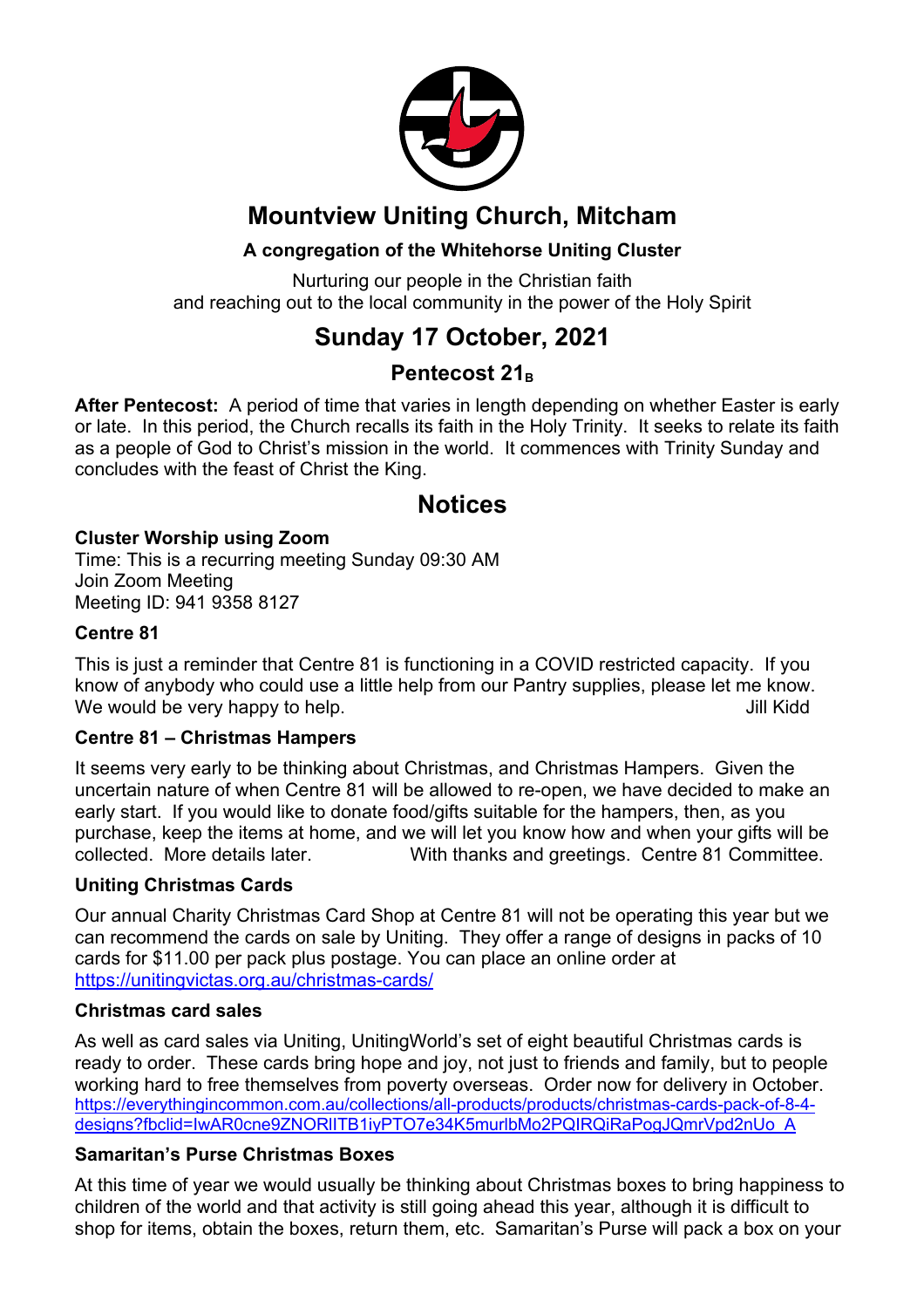# Mountview Uniting Church, Mitcham

**A congregation of the Whitehorse Uniting Cluster**

Nurturing our people in the Christian faith
and reaching out to the local community in the power of the Holy Spirit

## Sunday 17 October, 2021

### Pentecost 21$_B$

**After Pentecost:** A period of time that varies in length depending on whether Easter is early or late. In this period, the Church recalls its faith in the Holy Trinity. It seeks to relate its faith as a people of God to Christ's mission in the world. It commences with Trinity Sunday and concludes with the feast of Christ the King.

## Notices

**Cluster Worship using Zoom**
Time: This is a recurring meeting Sunday 09:30 AM
Join Zoom Meeting
Meeting ID: 941 9358 8127

**Centre 81**

This is just a reminder that Centre 81 is functioning in a COVID restricted capacity. If you know of anybody who could use a little help from our Pantry supplies, please let me know. We would be very happy to help. Jill Kidd

**Centre 81 – Christmas Hampers**

It seems very early to be thinking about Christmas, and Christmas Hampers. Given the uncertain nature of when Centre 81 will be allowed to re-open, we have decided to make an early start. If you would like to donate food/gifts suitable for the hampers, then, as you purchase, keep the items at home, and we will let you know how and when your gifts will be collected. More details later. With thanks and greetings. Centre 81 Committee.

**Uniting Christmas Cards**

Our annual Charity Christmas Card Shop at Centre 81 will not be operating this year but we can recommend the cards on sale by Uniting. They offer a range of designs in packs of 10 cards for $11.00 per pack plus postage. You can place an online order at https://unitingvictas.org.au/christmas-cards/

**Christmas card sales**

As well as card sales via Uniting, UnitingWorld's set of eight beautiful Christmas cards is ready to order. These cards bring hope and joy, not just to friends and family, but to people working hard to free themselves from poverty overseas. Order now for delivery in October. https://everythingincommon.com.au/collections/all-products/products/christmas-cards-pack-of-8-4-designs?fbclid=IwAR0cne9ZNORlITB1iyPTO7e34K5murlbMo2PQIRQiRaPogJQmrVpd2nUo_A

**Samaritan's Purse Christmas Boxes**

At this time of year we would usually be thinking about Christmas boxes to bring happiness to children of the world and that activity is still going ahead this year, although it is difficult to shop for items, obtain the boxes, return them, etc. Samaritan's Purse will pack a box on your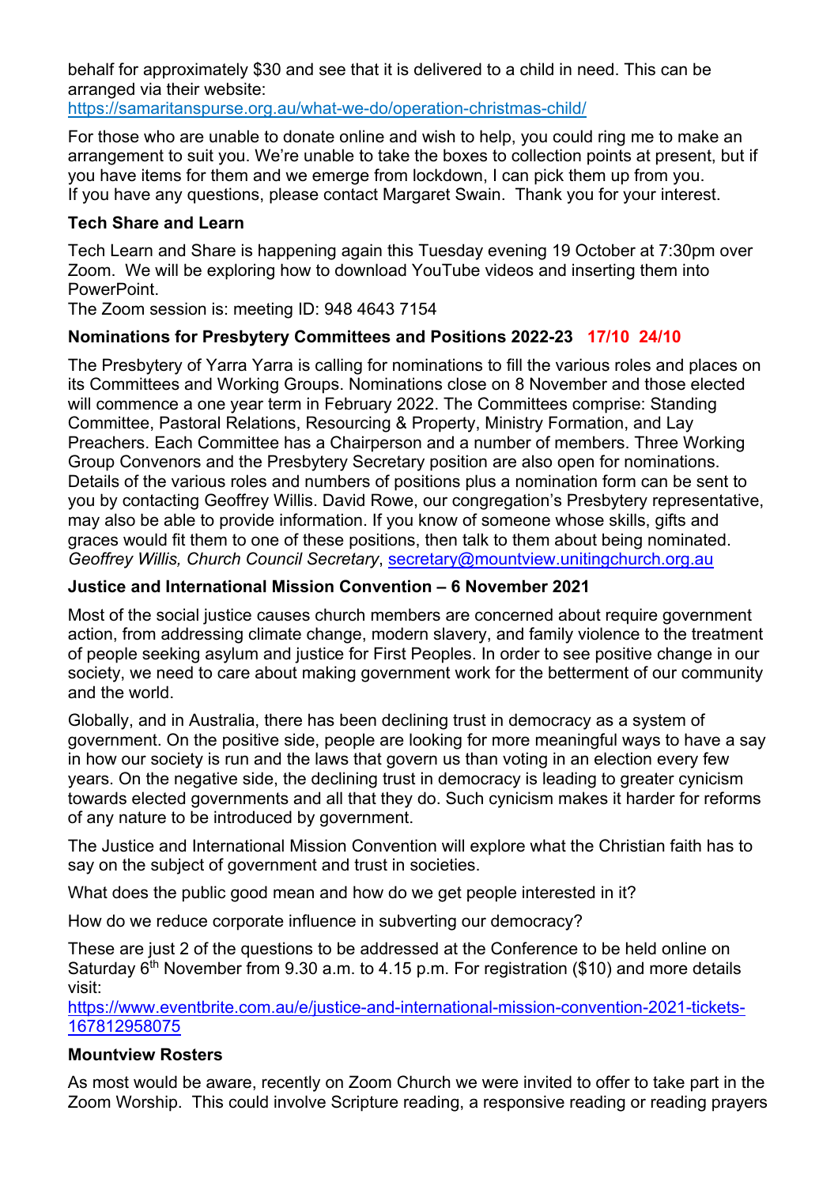behalf for approximately $30 and see that it is delivered to a child in need. This can be arranged via their website:
https://samaritanspurse.org.au/what-we-do/operation-christmas-child/

For those who are unable to donate online and wish to help, you could ring me to make an arrangement to suit you. We're unable to take the boxes to collection points at present, but if you have items for them and we emerge from lockdown, I can pick them up from you.
If you have any questions, please contact Margaret Swain. Thank you for your interest.

**Tech Share and Learn**

Tech Learn and Share is happening again this Tuesday evening 19 October at 7:30pm over Zoom. We will be exploring how to download YouTube videos and inserting them into PowerPoint.
The Zoom session is: meeting ID: 948 4643 7154

**Nominations for Presbytery Committees and Positions 2022-23 17/10 24/10**

The Presbytery of Yarra Yarra is calling for nominations to fill the various roles and places on its Committees and Working Groups. Nominations close on 8 November and those elected will commence a one year term in February 2022. The Committees comprise: Standing Committee, Pastoral Relations, Resourcing & Property, Ministry Formation, and Lay Preachers. Each Committee has a Chairperson and a number of members. Three Working Group Convenors and the Presbytery Secretary position are also open for nominations. Details of the various roles and numbers of positions plus a nomination form can be sent to you by contacting Geoffrey Willis. David Rowe, our congregation's Presbytery representative, may also be able to provide information. If you know of someone whose skills, gifts and graces would fit them to one of these positions, then talk to them about being nominated.
*Geoffrey Willis, Church Council Secretary*, secretary@mountview.unitingchurch.org.au

**Justice and International Mission Convention – 6 November 2021**

Most of the social justice causes church members are concerned about require government action, from addressing climate change, modern slavery, and family violence to the treatment of people seeking asylum and justice for First Peoples. In order to see positive change in our society, we need to care about making government work for the betterment of our community and the world.

Globally, and in Australia, there has been declining trust in democracy as a system of government. On the positive side, people are looking for more meaningful ways to have a say in how our society is run and the laws that govern us than voting in an election every few years. On the negative side, the declining trust in democracy is leading to greater cynicism towards elected governments and all that they do. Such cynicism makes it harder for reforms of any nature to be introduced by government.

The Justice and International Mission Convention will explore what the Christian faith has to say on the subject of government and trust in societies.

What does the public good mean and how do we get people interested in it?

How do we reduce corporate influence in subverting our democracy?

These are just 2 of the questions to be addressed at the Conference to be held online on Saturday 6th November from 9.30 a.m. to 4.15 p.m. For registration ($10) and more details visit:
https://www.eventbrite.com.au/e/justice-and-international-mission-convention-2021-tickets-167812958075

**Mountview Rosters**

As most would be aware, recently on Zoom Church we were invited to offer to take part in the Zoom Worship. This could involve Scripture reading, a responsive reading or reading prayers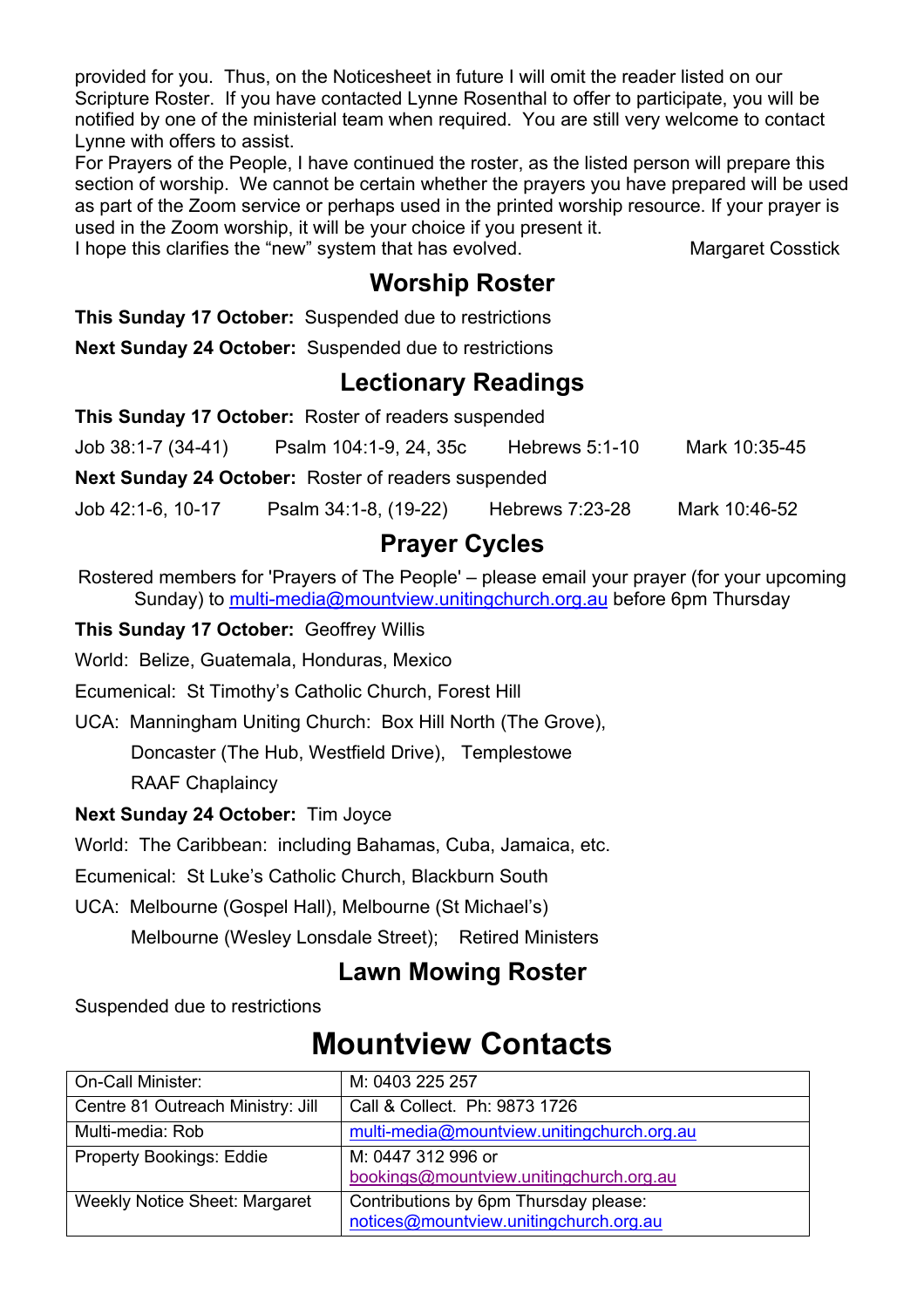provided for you. Thus, on the Noticesheet in future I will omit the reader listed on our Scripture Roster. If you have contacted Lynne Rosenthal to offer to participate, you will be notified by one of the ministerial team when required. You are still very welcome to contact Lynne with offers to assist.

For Prayers of the People, I have continued the roster, as the listed person will prepare this section of worship. We cannot be certain whether the prayers you have prepared will be used as part of the Zoom service or perhaps used in the printed worship resource. If your prayer is used in the Zoom worship, it will be your choice if you present it.

I hope this clarifies the "new" system that has evolved. Margaret Cosstick

## Worship Roster

**This Sunday 17 October:** Suspended due to restrictions

**Next Sunday 24 October:** Suspended due to restrictions

## Lectionary Readings

**This Sunday 17 October:** Roster of readers suspended

Job 38:1-7 (34-41) Psalm 104:1-9, 24, 35c Hebrews 5:1-10 Mark 10:35-45

**Next Sunday 24 October:** Roster of readers suspended

Job 42:1-6, 10-17 Psalm 34:1-8, (19-22) Hebrews 7:23-28 Mark 10:46-52

## Prayer Cycles

Rostered members for 'Prayers of The People' – please email your prayer (for your upcoming Sunday) to multi-media@mountview.unitingchurch.org.au before 6pm Thursday

**This Sunday 17 October:** Geoffrey Willis

World: Belize, Guatemala, Honduras, Mexico

Ecumenical: St Timothy's Catholic Church, Forest Hill

UCA: Manningham Uniting Church: Box Hill North (The Grove), Doncaster (The Hub, Westfield Drive), Templestowe

RAAF Chaplaincy

**Next Sunday 24 October:** Tim Joyce

World: The Caribbean: including Bahamas, Cuba, Jamaica, etc.

Ecumenical: St Luke's Catholic Church, Blackburn South

UCA: Melbourne (Gospel Hall), Melbourne (St Michael's) Melbourne (Wesley Lonsdale Street); Retired Ministers

## Lawn Mowing Roster

Suspended due to restrictions

# Mountview Contacts

| | |
|---|---|
| On-Call Minister: | M: 0403 225 257 |
| Centre 81 Outreach Ministry: Jill | Call & Collect. Ph: 9873 1726 |
| Multi-media: Rob | multi-media@mountview.unitingchurch.org.au |
| Property Bookings: Eddie | M: 0447 312 996 or bookings@mountview.unitingchurch.org.au |
| Weekly Notice Sheet: Margaret | Contributions by 6pm Thursday please: notices@mountview.unitingchurch.org.au |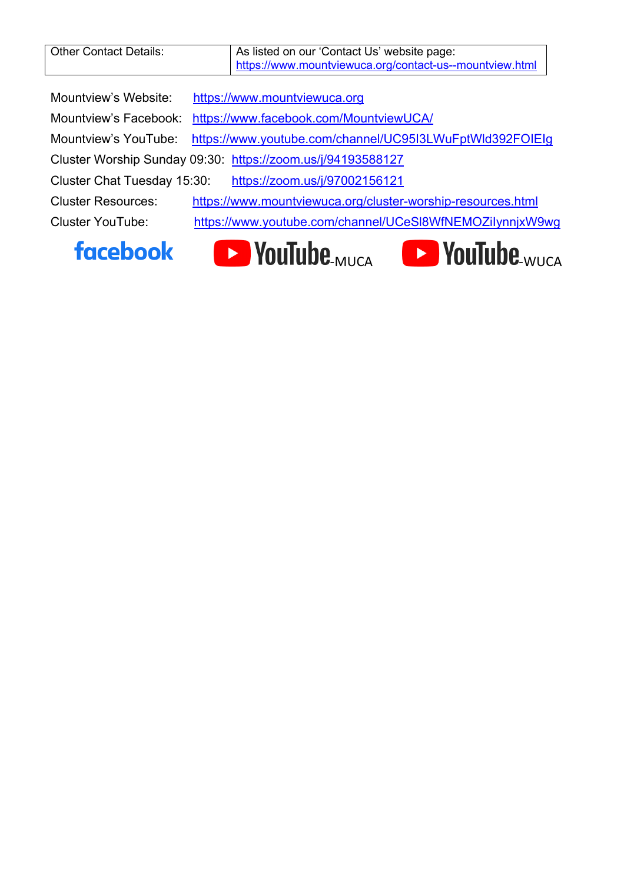| | |
|---|---|
| Other Contact Details: | As listed on our 'Contact Us' website page: https://www.mountviewuca.org/contact-us--mountview.html |

Mountview's Website: https://www.mountviewuca.org

Mountview's Facebook: https://www.facebook.com/MountviewUCA/

Mountview's YouTube: https://www.youtube.com/channel/UC95I3LWuFptWld392FOIEIg

Cluster Worship Sunday 09:30: https://zoom.us/j/94193588127

Cluster Chat Tuesday 15:30: https://zoom.us/j/97002156121

Cluster Resources: https://www.mountviewuca.org/cluster-worship-resources.html

Cluster YouTube: https://www.youtube.com/channel/UCeSI8WfNEMOZiIynnjxW9wg

facebook YouTube-MUCA YouTube-WUCA